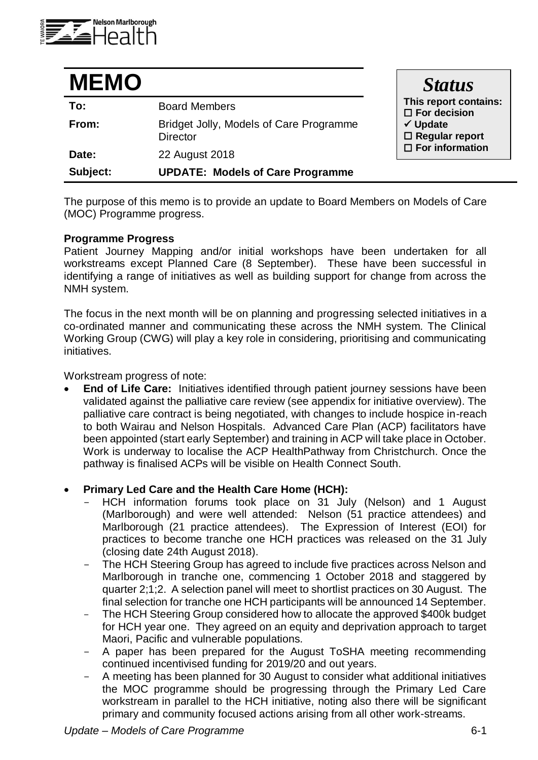# MEMO

| | |
|---|---|
| **To:** | Board Members |
| **From:** | Bridget Jolly, Models of Care Programme Director |
| **Date:** | 22 August 2018 |
| **Subject:** | **UPDATE: Models of Care Programme** |

***Status***

**This report contains:**
- ☐ **For decision**
- ✓ **Update**
- ☐ **Regular report**
- ☐ **For information**

The purpose of this memo is to provide an update to Board Members on Models of Care (MOC) Programme progress.

**Programme Progress**

Patient Journey Mapping and/or initial workshops have been undertaken for all workstreams except Planned Care (8 September). These have been successful in identifying a range of initiatives as well as building support for change from across the NMH system.

The focus in the next month will be on planning and progressing selected initiatives in a co-ordinated manner and communicating these across the NMH system. The Clinical Working Group (CWG) will play a key role in considering, prioritising and communicating initiatives.

Workstream progress of note:

- **End of Life Care:** Initiatives identified through patient journey sessions have been validated against the palliative care review (see appendix for initiative overview). The palliative care contract is being negotiated, with changes to include hospice in-reach to both Wairau and Nelson Hospitals. Advanced Care Plan (ACP) facilitators have been appointed (start early September) and training in ACP will take place in October. Work is underway to localise the ACP HealthPathway from Christchurch. Once the pathway is finalised ACPs will be visible on Health Connect South.

- **Primary Led Care and the Health Care Home (HCH):**
  - HCH information forums took place on 31 July (Nelson) and 1 August (Marlborough) and were well attended: Nelson (51 practice attendees) and Marlborough (21 practice attendees). The Expression of Interest (EOI) for practices to become tranche one HCH practices was released on the 31 July (closing date 24th August 2018).
  - The HCH Steering Group has agreed to include five practices across Nelson and Marlborough in tranche one, commencing 1 October 2018 and staggered by quarter 2;1;2. A selection panel will meet to shortlist practices on 30 August. The final selection for tranche one HCH participants will be announced 14 September.
  - The HCH Steering Group considered how to allocate the approved $400k budget for HCH year one. They agreed on an equity and deprivation approach to target Maori, Pacific and vulnerable populations.
  - A paper has been prepared for the August ToSHA meeting recommending continued incentivised funding for 2019/20 and out years.
  - A meeting has been planned for 30 August to consider what additional initiatives the MOC programme should be progressing through the Primary Led Care workstream in parallel to the HCH initiative, noting also there will be significant primary and community focused actions arising from all other work-streams.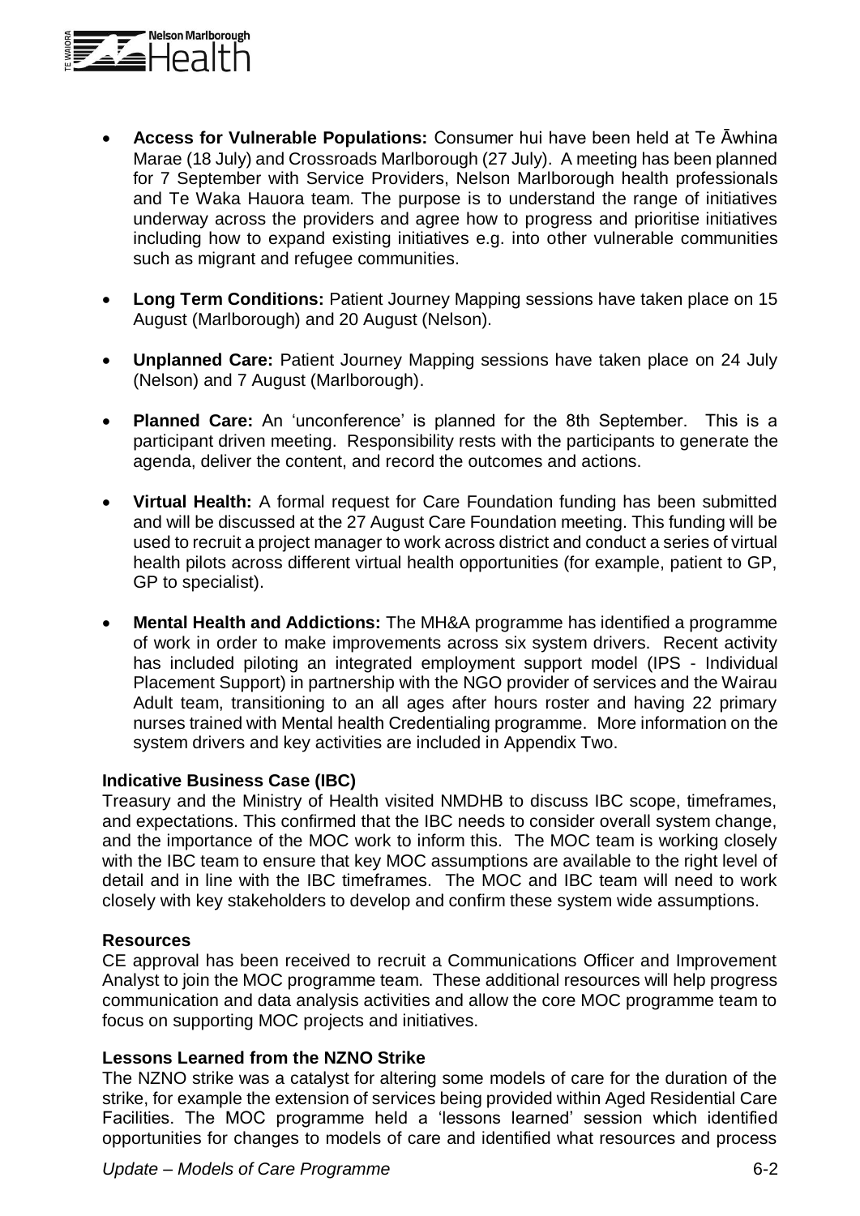- **Access for Vulnerable Populations:** Consumer hui have been held at Te Āwhina Marae (18 July) and Crossroads Marlborough (27 July). A meeting has been planned for 7 September with Service Providers, Nelson Marlborough health professionals and Te Waka Hauora team. The purpose is to understand the range of initiatives underway across the providers and agree how to progress and prioritise initiatives including how to expand existing initiatives e.g. into other vulnerable communities such as migrant and refugee communities.

- **Long Term Conditions:** Patient Journey Mapping sessions have taken place on 15 August (Marlborough) and 20 August (Nelson).

- **Unplanned Care:** Patient Journey Mapping sessions have taken place on 24 July (Nelson) and 7 August (Marlborough).

- **Planned Care:** An 'unconference' is planned for the 8th September. This is a participant driven meeting. Responsibility rests with the participants to generate the agenda, deliver the content, and record the outcomes and actions.

- **Virtual Health:** A formal request for Care Foundation funding has been submitted and will be discussed at the 27 August Care Foundation meeting. This funding will be used to recruit a project manager to work across district and conduct a series of virtual health pilots across different virtual health opportunities (for example, patient to GP, GP to specialist).

- **Mental Health and Addictions:** The MH&A programme has identified a programme of work in order to make improvements across six system drivers. Recent activity has included piloting an integrated employment support model (IPS - Individual Placement Support) in partnership with the NGO provider of services and the Wairau Adult team, transitioning to an all ages after hours roster and having 22 primary nurses trained with Mental health Credentialing programme. More information on the system drivers and key activities are included in Appendix Two.

**Indicative Business Case (IBC)**

Treasury and the Ministry of Health visited NMDHB to discuss IBC scope, timeframes, and expectations. This confirmed that the IBC needs to consider overall system change, and the importance of the MOC work to inform this. The MOC team is working closely with the IBC team to ensure that key MOC assumptions are available to the right level of detail and in line with the IBC timeframes. The MOC and IBC team will need to work closely with key stakeholders to develop and confirm these system wide assumptions.

**Resources**

CE approval has been received to recruit a Communications Officer and Improvement Analyst to join the MOC programme team. These additional resources will help progress communication and data analysis activities and allow the core MOC programme team to focus on supporting MOC projects and initiatives.

**Lessons Learned from the NZNO Strike**

The NZNO strike was a catalyst for altering some models of care for the duration of the strike, for example the extension of services being provided within Aged Residential Care Facilities. The MOC programme held a 'lessons learned' session which identified opportunities for changes to models of care and identified what resources and process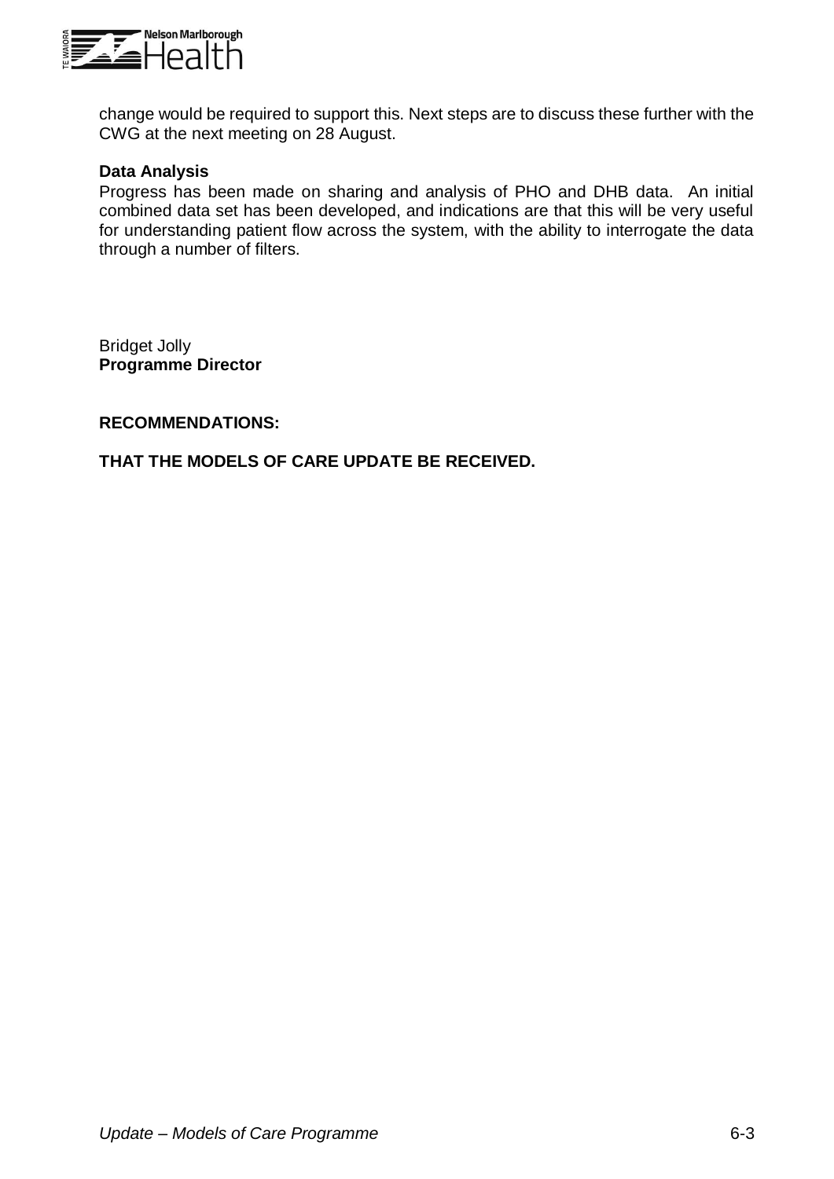change would be required to support this. Next steps are to discuss these further with the CWG at the next meeting on 28 August.

**Data Analysis**

Progress has been made on sharing and analysis of PHO and DHB data. An initial combined data set has been developed, and indications are that this will be very useful for understanding patient flow across the system, with the ability to interrogate the data through a number of filters.

Bridget Jolly
**Programme Director**

**RECOMMENDATIONS:**

**THAT THE MODELS OF CARE UPDATE BE RECEIVED.**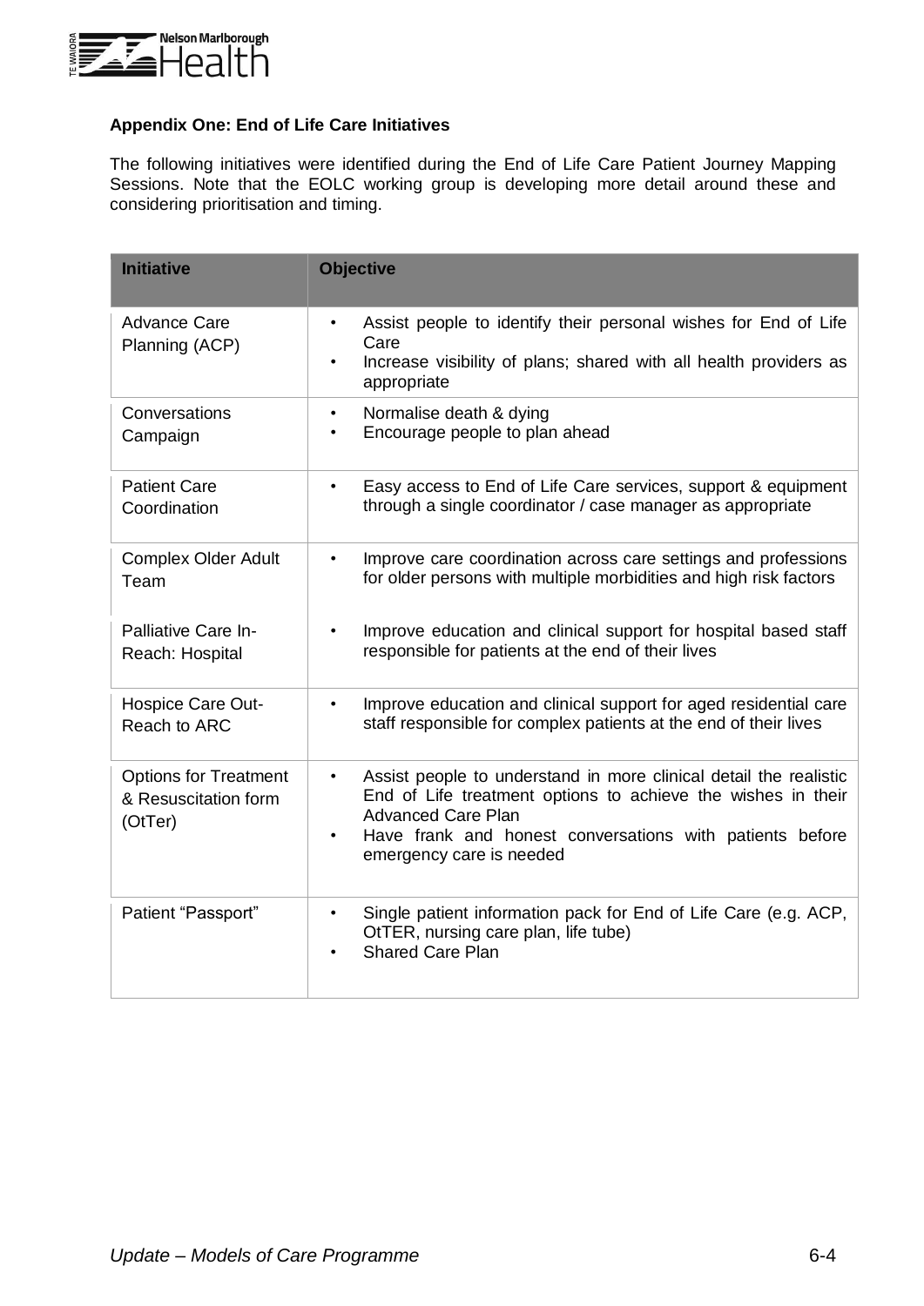**Appendix One: End of Life Care Initiatives**

The following initiatives were identified during the End of Life Care Patient Journey Mapping Sessions. Note that the EOLC working group is developing more detail around these and considering prioritisation and timing.

| Initiative | Objective |
|---|---|
| Advance Care Planning (ACP) | • Assist people to identify their personal wishes for End of Life Care<br>• Increase visibility of plans; shared with all health providers as appropriate |
| Conversations Campaign | • Normalise death & dying<br>• Encourage people to plan ahead |
| Patient Care Coordination | • Easy access to End of Life Care services, support & equipment through a single coordinator / case manager as appropriate |
| Complex Older Adult Team | • Improve care coordination across care settings and professions for older persons with multiple morbidities and high risk factors |
| Palliative Care In-Reach: Hospital | • Improve education and clinical support for hospital based staff responsible for patients at the end of their lives |
| Hospice Care Out-Reach to ARC | • Improve education and clinical support for aged residential care staff responsible for complex patients at the end of their lives |
| Options for Treatment & Resuscitation form (OtTer) | • Assist people to understand in more clinical detail the realistic End of Life treatment options to achieve the wishes in their Advanced Care Plan<br>• Have frank and honest conversations with patients before emergency care is needed |
| Patient "Passport" | • Single patient information pack for End of Life Care (e.g. ACP, OtTER, nursing care plan, life tube)<br>• Shared Care Plan |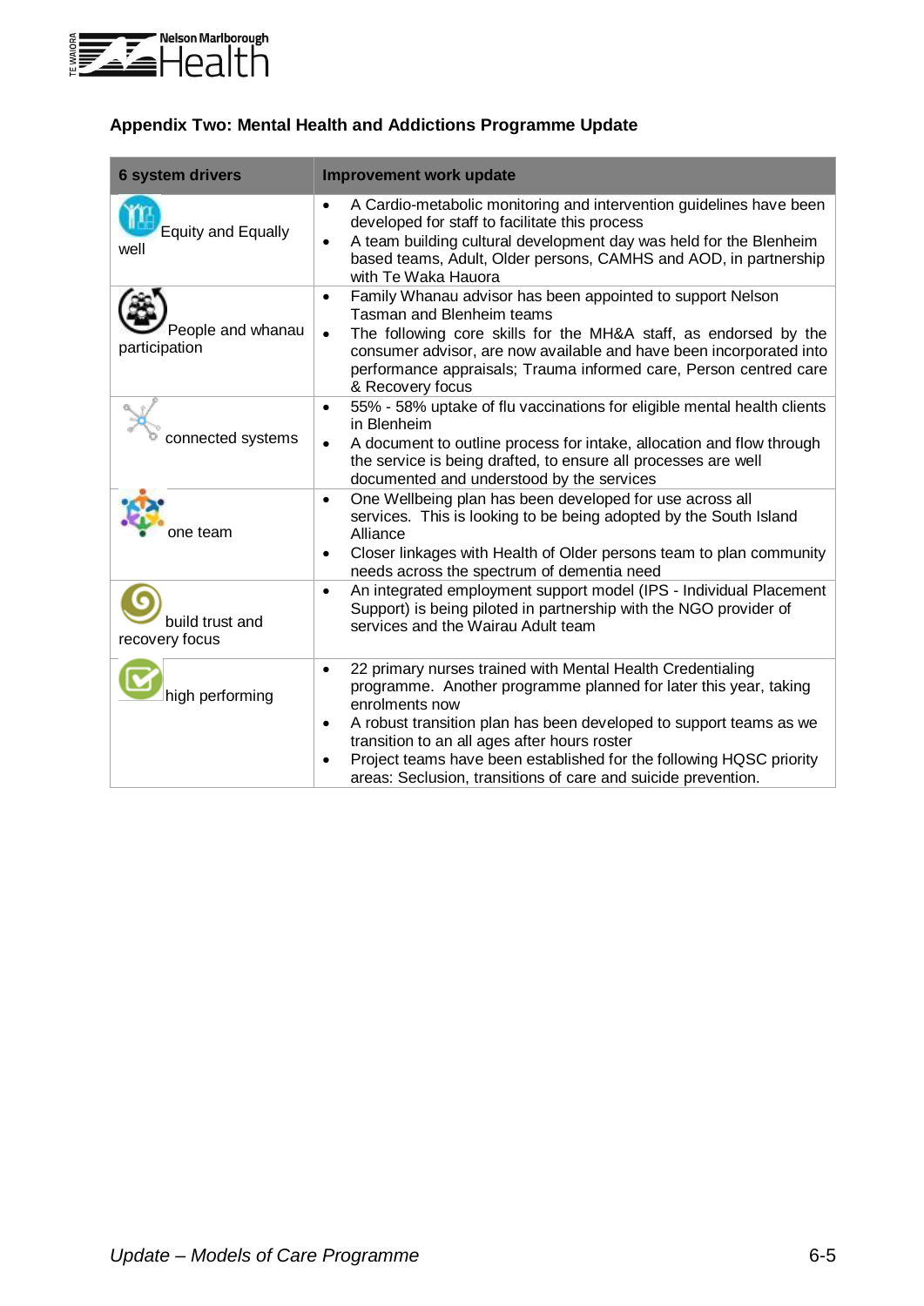### Appendix Two: Mental Health and Addictions Programme Update

| 6 system drivers | Improvement work update |
| --- | --- |
| Equity and Equally well | • A Cardio-metabolic monitoring and intervention guidelines have been developed for staff to facilitate this process<br>• A team building cultural development day was held for the Blenheim based teams, Adult, Older persons, CAMHS and AOD, in partnership with Te Waka Hauora |
| People and whanau participation | • Family Whanau advisor has been appointed to support Nelson Tasman and Blenheim teams<br>• The following core skills for the MH&A staff, as endorsed by the consumer advisor, are now available and have been incorporated into performance appraisals; Trauma informed care, Person centred care & Recovery focus |
| connected systems | • 55% - 58% uptake of flu vaccinations for eligible mental health clients in Blenheim<br>• A document to outline process for intake, allocation and flow through the service is being drafted, to ensure all processes are well documented and understood by the services |
| one team | • One Wellbeing plan has been developed for use across all services. This is looking to be being adopted by the South Island Alliance<br>• Closer linkages with Health of Older persons team to plan community needs across the spectrum of dementia need |
| build trust and recovery focus | • An integrated employment support model (IPS - Individual Placement Support) is being piloted in partnership with the NGO provider of services and the Wairau Adult team |
| high performing | • 22 primary nurses trained with Mental Health Credentialing programme. Another programme planned for later this year, taking enrolments now<br>• A robust transition plan has been developed to support teams as we transition to an all ages after hours roster<br>• Project teams have been established for the following HQSC priority areas: Seclusion, transitions of care and suicide prevention. |